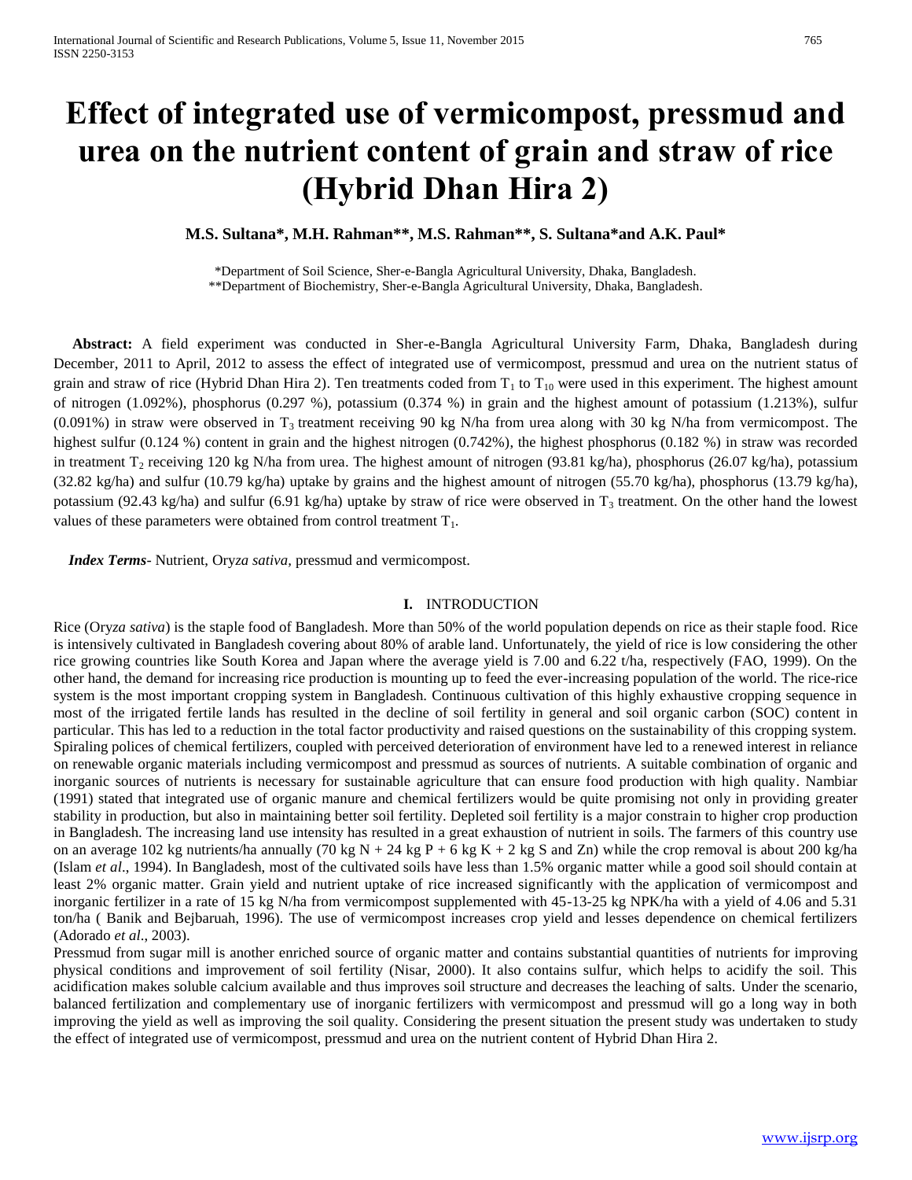# Effect of integrated use of vermicompost, pressmud and urea on the nutrient content of grain and straw of rice (Hybrid Dhan Hira 2)

**M.S. Sultana\*, M.H. Rahman\*\*, M.S. Rahman\*\*, S. Sultana\*and A.K. Paul\***

\*Department of Soil Science, Sher-e-Bangla Agricultural University, Dhaka, Bangladesh.
\*\*Department of Biochemistry, Sher-e-Bangla Agricultural University, Dhaka, Bangladesh.

**Abstract:** A field experiment was conducted in Sher-e-Bangla Agricultural University Farm, Dhaka, Bangladesh during December, 2011 to April, 2012 to assess the effect of integrated use of vermicompost, pressmud and urea on the nutrient status of grain and straw of rice (Hybrid Dhan Hira 2). Ten treatments coded from $T_1$ to $T_{10}$ were used in this experiment. The highest amount of nitrogen (1.092%), phosphorus (0.297 %), potassium (0.374 %) in grain and the highest amount of potassium (1.213%), sulfur (0.091%) in straw were observed in $T_3$ treatment receiving 90 kg N/ha from urea along with 30 kg N/ha from vermicompost. The highest sulfur (0.124 %) content in grain and the highest nitrogen (0.742%), the highest phosphorus (0.182 %) in straw was recorded in treatment $T_2$ receiving 120 kg N/ha from urea. The highest amount of nitrogen (93.81 kg/ha), phosphorus (26.07 kg/ha), potassium (32.82 kg/ha) and sulfur (10.79 kg/ha) uptake by grains and the highest amount of nitrogen (55.70 kg/ha), phosphorus (13.79 kg/ha), potassium (92.43 kg/ha) and sulfur (6.91 kg/ha) uptake by straw of rice were observed in $T_3$ treatment. On the other hand the lowest values of these parameters were obtained from control treatment $T_1$.

***Index Terms***- Nutrient, Ory*za sativa*, pressmud and vermicompost.

## I. INTRODUCTION

Rice (Ory*za sativa*) is the staple food of Bangladesh. More than 50% of the world population depends on rice as their staple food. Rice is intensively cultivated in Bangladesh covering about 80% of arable land. Unfortunately, the yield of rice is low considering the other rice growing countries like South Korea and Japan where the average yield is 7.00 and 6.22 t/ha, respectively (FAO, 1999). On the other hand, the demand for increasing rice production is mounting up to feed the ever-increasing population of the world. The rice-rice system is the most important cropping system in Bangladesh. Continuous cultivation of this highly exhaustive cropping sequence in most of the irrigated fertile lands has resulted in the decline of soil fertility in general and soil organic carbon (SOC) content in particular. This has led to a reduction in the total factor productivity and raised questions on the sustainability of this cropping system. Spiraling polices of chemical fertilizers, coupled with perceived deterioration of environment have led to a renewed interest in reliance on renewable organic materials including vermicompost and pressmud as sources of nutrients. A suitable combination of organic and inorganic sources of nutrients is necessary for sustainable agriculture that can ensure food production with high quality. Nambiar (1991) stated that integrated use of organic manure and chemical fertilizers would be quite promising not only in providing greater stability in production, but also in maintaining better soil fertility. Depleted soil fertility is a major constrain to higher crop production in Bangladesh. The increasing land use intensity has resulted in a great exhaustion of nutrient in soils. The farmers of this country use on an average 102 kg nutrients/ha annually (70 kg N + 24 kg P + 6 kg K + 2 kg S and Zn) while the crop removal is about 200 kg/ha (Islam *et al*., 1994). In Bangladesh, most of the cultivated soils have less than 1.5% organic matter while a good soil should contain at least 2% organic matter. Grain yield and nutrient uptake of rice increased significantly with the application of vermicompost and inorganic fertilizer in a rate of 15 kg N/ha from vermicompost supplemented with 45-13-25 kg NPK/ha with a yield of 4.06 and 5.31 ton/ha ( Banik and Bejbaruah, 1996). The use of vermicompost increases crop yield and lesses dependence on chemical fertilizers (Adorado *et al*., 2003).

Pressmud from sugar mill is another enriched source of organic matter and contains substantial quantities of nutrients for improving physical conditions and improvement of soil fertility (Nisar, 2000). It also contains sulfur, which helps to acidify the soil. This acidification makes soluble calcium available and thus improves soil structure and decreases the leaching of salts. Under the scenario, balanced fertilization and complementary use of inorganic fertilizers with vermicompost and pressmud will go a long way in both improving the yield as well as improving the soil quality. Considering the present situation the present study was undertaken to study the effect of integrated use of vermicompost, pressmud and urea on the nutrient content of Hybrid Dhan Hira 2.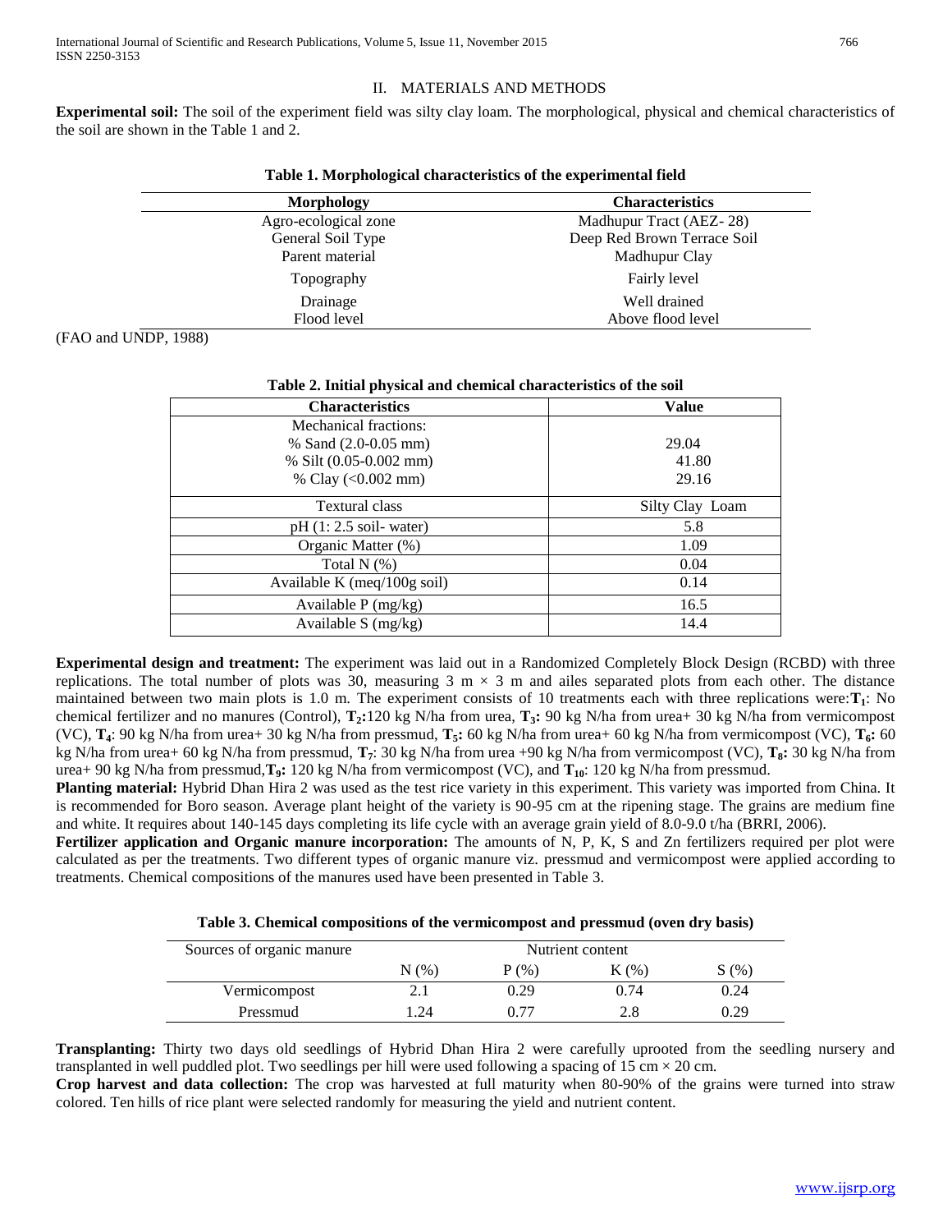## II. MATERIALS AND METHODS

**Experimental soil:** The soil of the experiment field was silty clay loam. The morphological, physical and chemical characteristics of the soil are shown in the Table 1 and 2.

**Table 1. Morphological characteristics of the experimental field**

| Morphology | Characteristics |
|---|---|
| Agro-ecological zone | Madhupur Tract (AEZ- 28) |
| General Soil Type | Deep Red Brown Terrace Soil |
| Parent material | Madhupur Clay |
| Topography | Fairly level |
| Drainage | Well drained |
| Flood level | Above flood level |

(FAO and UNDP, 1988)

**Table 2. Initial physical and chemical characteristics of the soil**

| Characteristics | Value |
|---|---|
| Mechanical fractions: | |
| % Sand (2.0-0.05 mm) | 29.04 |
| % Silt (0.05-0.002 mm) | 41.80 |
| % Clay (<0.002 mm) | 29.16 |
| Textural class | Silty Clay Loam |
| pH (1: 2.5 soil- water) | 5.8 |
| Organic Matter (%) | 1.09 |
| Total N (%) | 0.04 |
| Available K (meq/100g soil) | 0.14 |
| Available P (mg/kg) | 16.5 |
| Available S (mg/kg) | 14.4 |

**Experimental design and treatment:** The experiment was laid out in a Randomized Completely Block Design (RCBD) with three replications. The total number of plots was 30, measuring 3 m × 3 m and ailes separated plots from each other. The distance maintained between two main plots is 1.0 m. The experiment consists of 10 treatments each with three replications were:**$T_1$**: No chemical fertilizer and no manures (Control), **$T_2$:**120 kg N/ha from urea, **$T_3$:** 90 kg N/ha from urea+ 30 kg N/ha from vermicompost (VC), **$T_4$**: 90 kg N/ha from urea+ 30 kg N/ha from pressmud, **$T_5$:** 60 kg N/ha from urea+ 60 kg N/ha from vermicompost (VC), **$T_6$:** 60 kg N/ha from urea+ 60 kg N/ha from pressmud, **$T_7$**: 30 kg N/ha from urea +90 kg N/ha from vermicompost (VC), **$T_8$:** 30 kg N/ha from urea+ 90 kg N/ha from pressmud,**$T_9$:** 120 kg N/ha from vermicompost (VC), and **$T_{10}$**: 120 kg N/ha from pressmud.

**Planting material:** Hybrid Dhan Hira 2 was used as the test rice variety in this experiment. This variety was imported from China. It is recommended for Boro season. Average plant height of the variety is 90-95 cm at the ripening stage. The grains are medium fine and white. It requires about 140-145 days completing its life cycle with an average grain yield of 8.0-9.0 t/ha (BRRI, 2006).

**Fertilizer application and Organic manure incorporation:** The amounts of N, P, K, S and Zn fertilizers required per plot were calculated as per the treatments. Two different types of organic manure viz. pressmud and vermicompost were applied according to treatments. Chemical compositions of the manures used have been presented in Table 3.

**Table 3. Chemical compositions of the vermicompost and pressmud (oven dry basis)**

| Sources of organic manure | Nutrient content | | | |
|---|---|---|---|---|
| | N (%) | P (%) | K (%) | S (%) |
| Vermicompost | 2.1 | 0.29 | 0.74 | 0.24 |
| Pressmud | 1.24 | 0.77 | 2.8 | 0.29 |

**Transplanting:** Thirty two days old seedlings of Hybrid Dhan Hira 2 were carefully uprooted from the seedling nursery and transplanted in well puddled plot. Two seedlings per hill were used following a spacing of 15 cm × 20 cm.

**Crop harvest and data collection:** The crop was harvested at full maturity when 80-90% of the grains were turned into straw colored. Ten hills of rice plant were selected randomly for measuring the yield and nutrient content.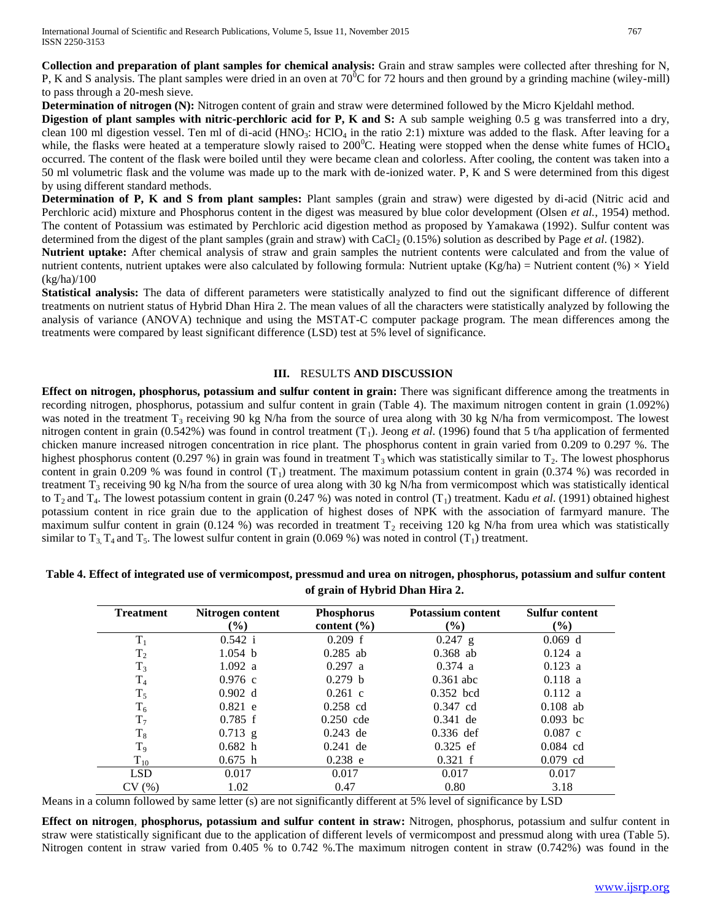**Collection and preparation of plant samples for chemical analysis:** Grain and straw samples were collected after threshing for N, P, K and S analysis. The plant samples were dried in an oven at $70^0$C for 72 hours and then ground by a grinding machine (wiley-mill) to pass through a 20-mesh sieve.

**Determination of nitrogen (N):** Nitrogen content of grain and straw were determined followed by the Micro Kjeldahl method.

**Digestion of plant samples with nitric-perchloric acid for P, K and S:** A sub sample weighing 0.5 g was transferred into a dry, clean 100 ml digestion vessel. Ten ml of di-acid ($HNO_3$: $HClO_4$ in the ratio 2:1) mixture was added to the flask. After leaving for a while, the flasks were heated at a temperature slowly raised to $200^0$C. Heating were stopped when the dense white fumes of $HClO_4$ occurred. The content of the flask were boiled until they were became clean and colorless. After cooling, the content was taken into a 50 ml volumetric flask and the volume was made up to the mark with de-ionized water. P, K and S were determined from this digest by using different standard methods.

**Determination of P, K and S from plant samples:** Plant samples (grain and straw) were digested by di-acid (Nitric acid and Perchloric acid) mixture and Phosphorus content in the digest was measured by blue color development (Olsen *et al.*, 1954) method. The content of Potassium was estimated by Perchloric acid digestion method as proposed by Yamakawa (1992). Sulfur content was determined from the digest of the plant samples (grain and straw) with $CaCl_2$ (0.15%) solution as described by Page *et al*. (1982).

**Nutrient uptake:** After chemical analysis of straw and grain samples the nutrient contents were calculated and from the value of nutrient contents, nutrient uptakes were also calculated by following formula: Nutrient uptake (Kg/ha) = Nutrient content (%) × Yield (kg/ha)/100

**Statistical analysis:** The data of different parameters were statistically analyzed to find out the significant difference of different treatments on nutrient status of Hybrid Dhan Hira 2. The mean values of all the characters were statistically analyzed by following the analysis of variance (ANOVA) technique and using the MSTAT-C computer package program. The mean differences among the treatments were compared by least significant difference (LSD) test at 5% level of significance.

## III. RESULTS AND DISCUSSION

**Effect on nitrogen, phosphorus, potassium and sulfur content in grain:** There was significant difference among the treatments in recording nitrogen, phosphorus, potassium and sulfur content in grain (Table 4). The maximum nitrogen content in grain (1.092%) was noted in the treatment $T_3$ receiving 90 kg N/ha from the source of urea along with 30 kg N/ha from vermicompost. The lowest nitrogen content in grain (0.542%) was found in control treatment ($T_1$). Jeong *et al*. (1996) found that 5 t/ha application of fermented chicken manure increased nitrogen concentration in rice plant. The phosphorus content in grain varied from 0.209 to 0.297 %. The highest phosphorus content (0.297 %) in grain was found in treatment $T_3$ which was statistically similar to $T_2$. The lowest phosphorus content in grain 0.209 % was found in control ($T_1$) treatment. The maximum potassium content in grain (0.374 %) was recorded in treatment $T_3$ receiving 90 kg N/ha from the source of urea along with 30 kg N/ha from vermicompost which was statistically identical to $T_2$ and $T_4$. The lowest potassium content in grain (0.247 %) was noted in control ($T_1$) treatment. Kadu *et al*. (1991) obtained highest potassium content in rice grain due to the application of highest doses of NPK with the association of farmyard manure. The maximum sulfur content in grain (0.124 %) was recorded in treatment $T_2$ receiving 120 kg N/ha from urea which was statistically similar to $T_3$, $T_4$ and $T_5$. The lowest sulfur content in grain (0.069 %) was noted in control ($T_1$) treatment.

**Table 4. Effect of integrated use of vermicompost, pressmud and urea on nitrogen, phosphorus, potassium and sulfur content of grain of Hybrid Dhan Hira 2.**

| Treatment | Nitrogen content (%) | Phosphorus content (%) | Potassium content (%) | Sulfur content (%) |
|---|---|---|---|---|
| $T_1$ | 0.542 i | 0.209 f | 0.247 g | 0.069 d |
| $T_2$ | 1.054 b | 0.285 ab | 0.368 ab | 0.124 a |
| $T_3$ | 1.092 a | 0.297 a | 0.374 a | 0.123 a |
| $T_4$ | 0.976 c | 0.279 b | 0.361 abc | 0.118 a |
| $T_5$ | 0.902 d | 0.261 c | 0.352 bcd | 0.112 a |
| $T_6$ | 0.821 e | 0.258 cd | 0.347 cd | 0.108 ab |
| $T_7$ | 0.785 f | 0.250 cde | 0.341 de | 0.093 bc |
| $T_8$ | 0.713 g | 0.243 de | 0.336 def | 0.087 c |
| $T_9$ | 0.682 h | 0.241 de | 0.325 ef | 0.084 cd |
| $T_{10}$ | 0.675 h | 0.238 e | 0.321 f | 0.079 cd |
| LSD | 0.017 | 0.017 | 0.017 | 0.017 |
| CV (%) | 1.02 | 0.47 | 0.80 | 3.18 |

Means in a column followed by same letter (s) are not significantly different at 5% level of significance by LSD

**Effect on nitrogen, phosphorus, potassium and sulfur content in straw:** Nitrogen, phosphorus, potassium and sulfur content in straw were statistically significant due to the application of different levels of vermicompost and pressmud along with urea (Table 5). Nitrogen content in straw varied from 0.405 % to 0.742 %.The maximum nitrogen content in straw (0.742%) was found in the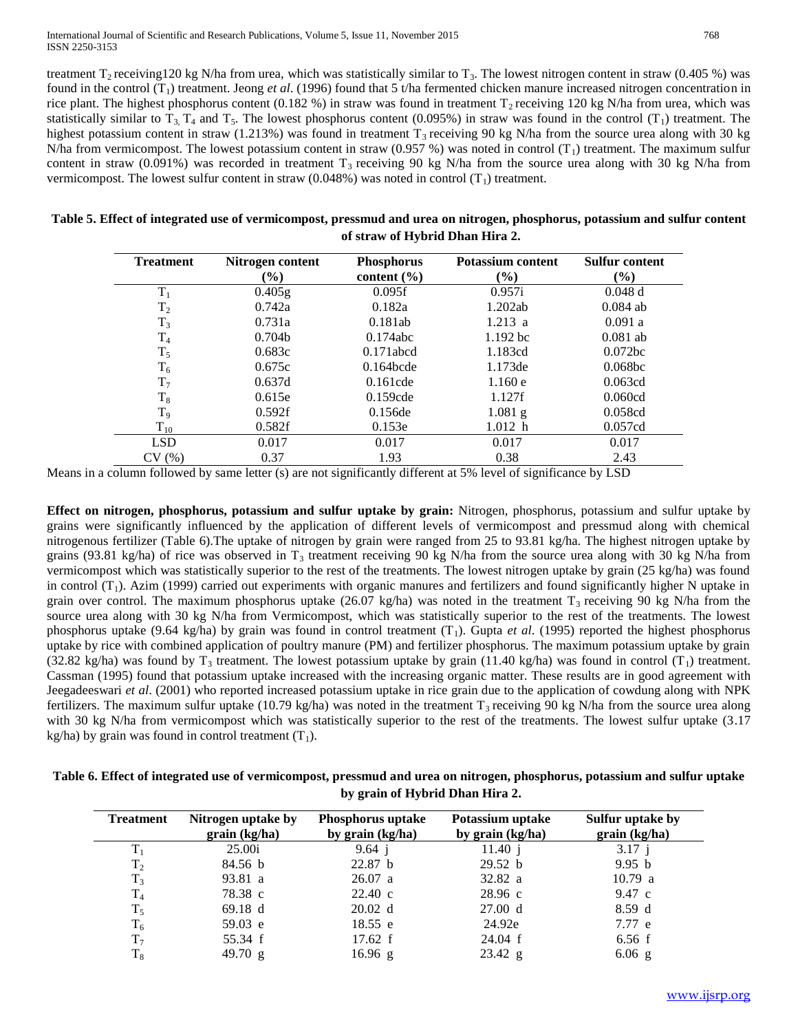treatment $T_2$ receiving120 kg N/ha from urea, which was statistically similar to $T_3$. The lowest nitrogen content in straw (0.405 %) was found in the control ($T_1$) treatment. Jeong *et al*. (1996) found that 5 t/ha fermented chicken manure increased nitrogen concentration in rice plant. The highest phosphorus content (0.182 %) in straw was found in treatment $T_2$ receiving 120 kg N/ha from urea, which was statistically similar to $T_3$, $T_4$ and $T_5$. The lowest phosphorus content (0.095%) in straw was found in the control ($T_1$) treatment. The highest potassium content in straw (1.213%) was found in treatment $T_3$ receiving 90 kg N/ha from the source urea along with 30 kg N/ha from vermicompost. The lowest potassium content in straw (0.957 %) was noted in control ($T_1$) treatment. The maximum sulfur content in straw (0.091%) was recorded in treatment $T_3$ receiving 90 kg N/ha from the source urea along with 30 kg N/ha from vermicompost. The lowest sulfur content in straw (0.048%) was noted in control ($T_1$) treatment.

**Table 5. Effect of integrated use of vermicompost, pressmud and urea on nitrogen, phosphorus, potassium and sulfur content of straw of Hybrid Dhan Hira 2.**

| Treatment | Nitrogen content (%) | Phosphorus content (%) | Potassium content (%) | Sulfur content (%) |
|---|---|---|---|---|
| $T_1$ | 0.405g | 0.095f | 0.957i | 0.048 d |
| $T_2$ | 0.742a | 0.182a | 1.202ab | 0.084 ab |
| $T_3$ | 0.731a | 0.181ab | 1.213 a | 0.091 a |
| $T_4$ | 0.704b | 0.174abc | 1.192 bc | 0.081 ab |
| $T_5$ | 0.683c | 0.171abcd | 1.183cd | 0.072bc |
| $T_6$ | 0.675c | 0.164bcde | 1.173de | 0.068bc |
| $T_7$ | 0.637d | 0.161cde | 1.160 e | 0.063cd |
| $T_8$ | 0.615e | 0.159cde | 1.127f | 0.060cd |
| $T_9$ | 0.592f | 0.156de | 1.081 g | 0.058cd |
| $T_{10}$ | 0.582f | 0.153e | 1.012 h | 0.057cd |
| LSD | 0.017 | 0.017 | 0.017 | 0.017 |
| CV (%) | 0.37 | 1.93 | 0.38 | 2.43 |

Means in a column followed by same letter (s) are not significantly different at 5% level of significance by LSD

**Effect on nitrogen, phosphorus, potassium and sulfur uptake by grain:** Nitrogen, phosphorus, potassium and sulfur uptake by grains were significantly influenced by the application of different levels of vermicompost and pressmud along with chemical nitrogenous fertilizer (Table 6).The uptake of nitrogen by grain were ranged from 25 to 93.81 kg/ha. The highest nitrogen uptake by grains (93.81 kg/ha) of rice was observed in $T_3$ treatment receiving 90 kg N/ha from the source urea along with 30 kg N/ha from vermicompost which was statistically superior to the rest of the treatments. The lowest nitrogen uptake by grain (25 kg/ha) was found in control ($T_1$). Azim (1999) carried out experiments with organic manures and fertilizers and found significantly higher N uptake in grain over control. The maximum phosphorus uptake (26.07 kg/ha) was noted in the treatment $T_3$ receiving 90 kg N/ha from the source urea along with 30 kg N/ha from Vermicompost, which was statistically superior to the rest of the treatments. The lowest phosphorus uptake (9.64 kg/ha) by grain was found in control treatment ($T_1$). Gupta *et al*. (1995) reported the highest phosphorus uptake by rice with combined application of poultry manure (PM) and fertilizer phosphorus. The maximum potassium uptake by grain (32.82 kg/ha) was found by $T_3$ treatment. The lowest potassium uptake by grain (11.40 kg/ha) was found in control ($T_1$) treatment. Cassman (1995) found that potassium uptake increased with the increasing organic matter. These results are in good agreement with Jeegadeeswari *et al*. (2001) who reported increased potassium uptake in rice grain due to the application of cowdung along with NPK fertilizers. The maximum sulfur uptake (10.79 kg/ha) was noted in the treatment $T_3$ receiving 90 kg N/ha from the source urea along with 30 kg N/ha from vermicompost which was statistically superior to the rest of the treatments. The lowest sulfur uptake (3.17 kg/ha) by grain was found in control treatment ($T_1$).

**Table 6. Effect of integrated use of vermicompost, pressmud and urea on nitrogen, phosphorus, potassium and sulfur uptake by grain of Hybrid Dhan Hira 2.**

| Treatment | Nitrogen uptake by grain (kg/ha) | Phosphorus uptake by grain (kg/ha) | Potassium uptake by grain (kg/ha) | Sulfur uptake by grain (kg/ha) |
|---|---|---|---|---|
| $T_1$ | 25.00i | 9.64 j | 11.40 j | 3.17 j |
| $T_2$ | 84.56 b | 22.87 b | 29.52 b | 9.95 b |
| $T_3$ | 93.81 a | 26.07 a | 32.82 a | 10.79 a |
| $T_4$ | 78.38 c | 22.40 c | 28.96 c | 9.47 c |
| $T_5$ | 69.18 d | 20.02 d | 27.00 d | 8.59 d |
| $T_6$ | 59.03 e | 18.55 e | 24.92e | 7.77 e |
| $T_7$ | 55.34 f | 17.62 f | 24.04 f | 6.56 f |
| $T_8$ | 49.70 g | 16.96 g | 23.42 g | 6.06 g |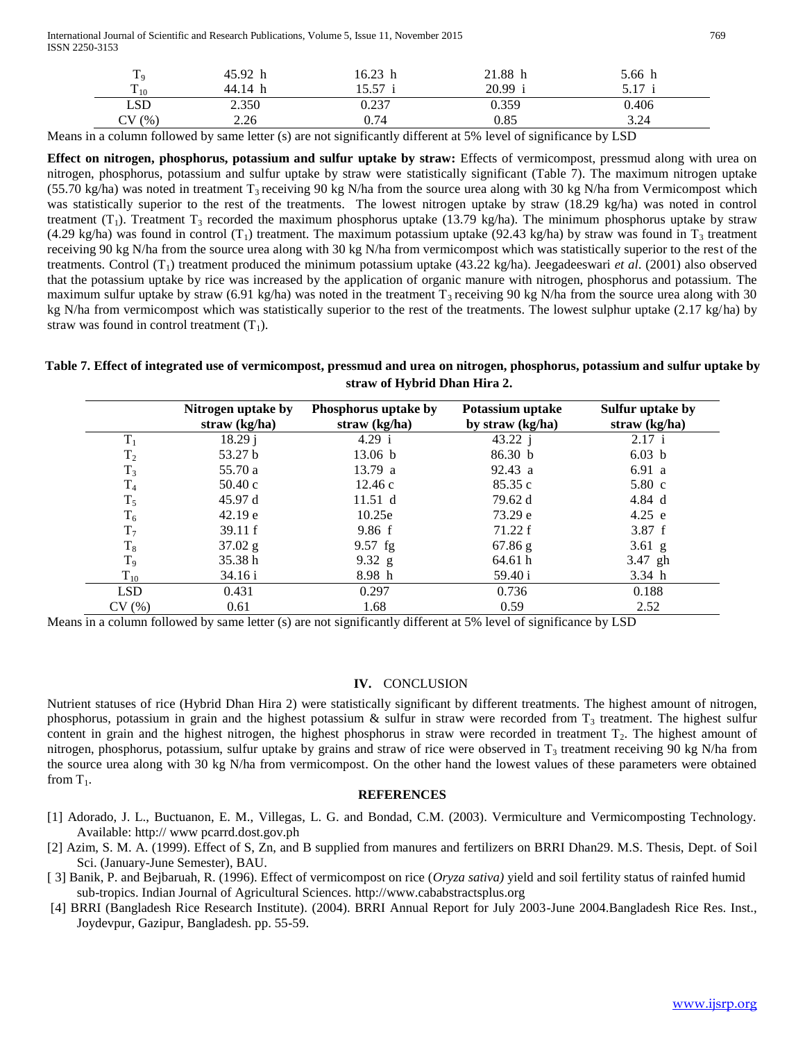| | | | | |
|---|---|---|---|---|
| $T_9$ | 45.92 h | 16.23 h | 21.88 h | 5.66 h |
| $T_{10}$ | 44.14 h | 15.57 i | 20.99 i | 5.17 i |
| LSD | 2.350 | 0.237 | 0.359 | 0.406 |
| CV (%) | 2.26 | 0.74 | 0.85 | 3.24 |

Means in a column followed by same letter (s) are not significantly different at 5% level of significance by LSD

**Effect on nitrogen, phosphorus, potassium and sulfur uptake by straw:** Effects of vermicompost, pressmud along with urea on nitrogen, phosphorus, potassium and sulfur uptake by straw were statistically significant (Table 7). The maximum nitrogen uptake (55.70 kg/ha) was noted in treatment $T_3$ receiving 90 kg N/ha from the source urea along with 30 kg N/ha from Vermicompost which was statistically superior to the rest of the treatments. The lowest nitrogen uptake by straw (18.29 kg/ha) was noted in control treatment ($T_1$). Treatment $T_3$ recorded the maximum phosphorus uptake (13.79 kg/ha). The minimum phosphorus uptake by straw (4.29 kg/ha) was found in control ($T_1$) treatment. The maximum potassium uptake (92.43 kg/ha) by straw was found in $T_3$ treatment receiving 90 kg N/ha from the source urea along with 30 kg N/ha from vermicompost which was statistically superior to the rest of the treatments. Control ($T_1$) treatment produced the minimum potassium uptake (43.22 kg/ha). Jeegadeeswari *et al*. (2001) also observed that the potassium uptake by rice was increased by the application of organic manure with nitrogen, phosphorus and potassium. The maximum sulfur uptake by straw (6.91 kg/ha) was noted in the treatment $T_3$ receiving 90 kg N/ha from the source urea along with 30 kg N/ha from vermicompost which was statistically superior to the rest of the treatments. The lowest sulphur uptake (2.17 kg/ha) by straw was found in control treatment ($T_1$).

**Table 7. Effect of integrated use of vermicompost, pressmud and urea on nitrogen, phosphorus, potassium and sulfur uptake by straw of Hybrid Dhan Hira 2.**

| | Nitrogen uptake by straw (kg/ha) | Phosphorus uptake by straw (kg/ha) | Potassium uptake by straw (kg/ha) | Sulfur uptake by straw (kg/ha) |
|---|---|---|---|---|
| $T_1$ | 18.29 j | 4.29 i | 43.22 j | 2.17 i |
| $T_2$ | 53.27 b | 13.06 b | 86.30 b | 6.03 b |
| $T_3$ | 55.70 a | 13.79 a | 92.43 a | 6.91 a |
| $T_4$ | 50.40 c | 12.46 c | 85.35 c | 5.80 c |
| $T_5$ | 45.97 d | 11.51 d | 79.62 d | 4.84 d |
| $T_6$ | 42.19 e | 10.25e | 73.29 e | 4.25 e |
| $T_7$ | 39.11 f | 9.86 f | 71.22 f | 3.87 f |
| $T_8$ | 37.02 g | 9.57 fg | 67.86 g | 3.61 g |
| $T_9$ | 35.38 h | 9.32 g | 64.61 h | 3.47 gh |
| $T_{10}$ | 34.16 i | 8.98 h | 59.40 i | 3.34 h |
| LSD | 0.431 | 0.297 | 0.736 | 0.188 |
| CV (%) | 0.61 | 1.68 | 0.59 | 2.52 |

Means in a column followed by same letter (s) are not significantly different at 5% level of significance by LSD

## IV. CONCLUSION

Nutrient statuses of rice (Hybrid Dhan Hira 2) were statistically significant by different treatments. The highest amount of nitrogen, phosphorus, potassium in grain and the highest potassium & sulfur in straw were recorded from $T_3$ treatment. The highest sulfur content in grain and the highest nitrogen, the highest phosphorus in straw were recorded in treatment $T_2$. The highest amount of nitrogen, phosphorus, potassium, sulfur uptake by grains and straw of rice were observed in $T_3$ treatment receiving 90 kg N/ha from the source urea along with 30 kg N/ha from vermicompost. On the other hand the lowest values of these parameters were obtained from $T_1$.

## REFERENCES

[1] Adorado, J. L., Buctuanon, E. M., Villegas, L. G. and Bondad, C.M. (2003). Vermiculture and Vermicomposting Technology. Available: http:// www pcarrd.dost.gov.ph

[2] Azim, S. M. A. (1999). Effect of S, Zn, and B supplied from manures and fertilizers on BRRI Dhan29. M.S. Thesis, Dept. of Soil Sci. (January-June Semester), BAU.

[3] Banik, P. and Bejbaruah, R. (1996). Effect of vermicompost on rice (*Oryza sativa)* yield and soil fertility status of rainfed humid sub-tropics. Indian Journal of Agricultural Sciences. http://www.cababstractsplus.org

[4] BRRI (Bangladesh Rice Research Institute). (2004). BRRI Annual Report for July 2003-June 2004.Bangladesh Rice Res. Inst., Joydevpur, Gazipur, Bangladesh. pp. 55-59.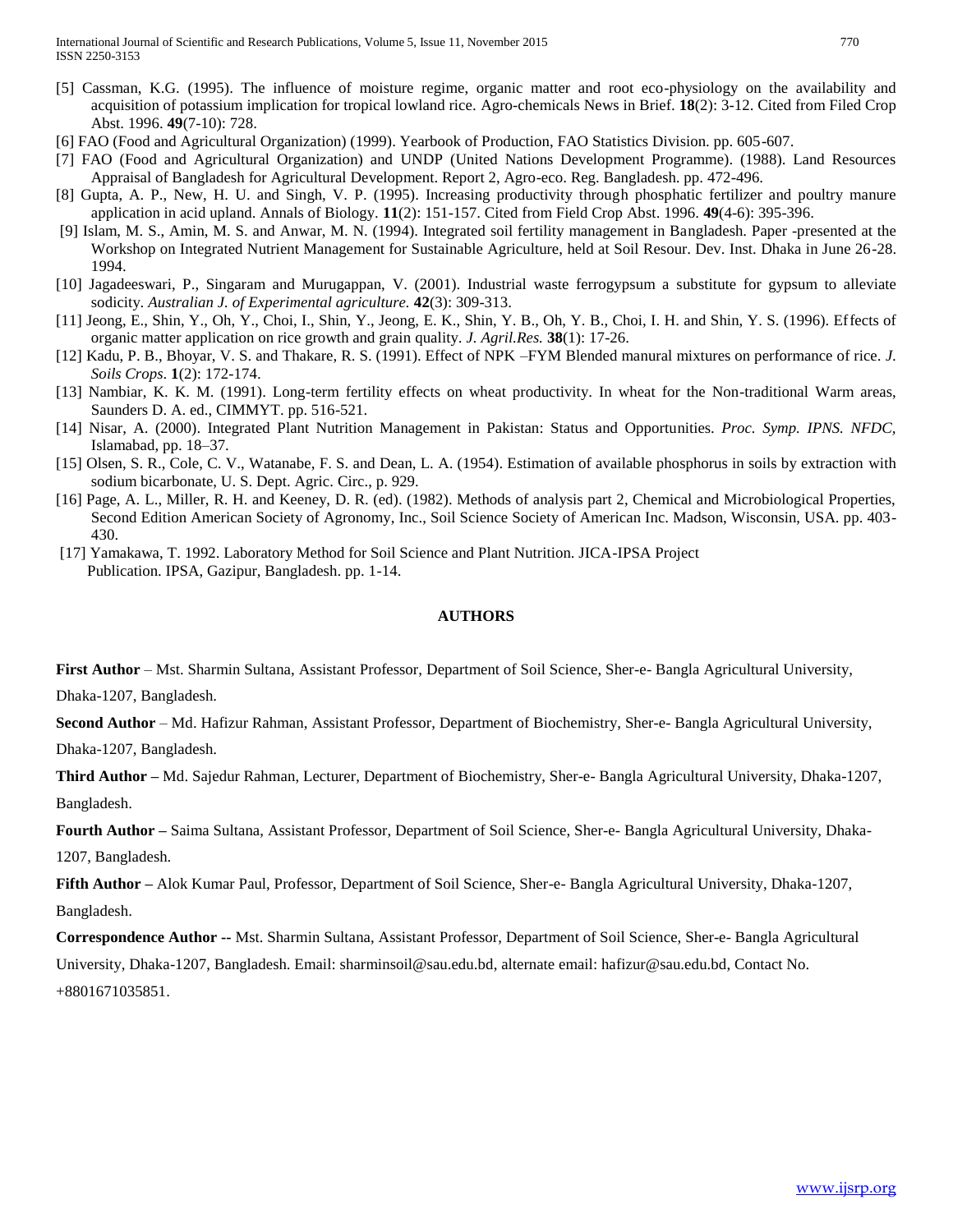[5] Cassman, K.G. (1995). The influence of moisture regime, organic matter and root eco-physiology on the availability and acquisition of potassium implication for tropical lowland rice. Agro-chemicals News in Brief. **18**(2): 3-12. Cited from Filed Crop Abst. 1996. **49**(7-10): 728.

[6] FAO (Food and Agricultural Organization) (1999). Yearbook of Production, FAO Statistics Division. pp. 605-607.

[7] FAO (Food and Agricultural Organization) and UNDP (United Nations Development Programme). (1988). Land Resources Appraisal of Bangladesh for Agricultural Development. Report 2, Agro-eco. Reg. Bangladesh. pp. 472-496.

[8] Gupta, A. P., New, H. U. and Singh, V. P. (1995). Increasing productivity through phosphatic fertilizer and poultry manure application in acid upland. Annals of Biology. **11**(2): 151-157. Cited from Field Crop Abst. 1996. **49**(4-6): 395-396.

[9] Islam, M. S., Amin, M. S. and Anwar, M. N. (1994). Integrated soil fertility management in Bangladesh. Paper -presented at the Workshop on Integrated Nutrient Management for Sustainable Agriculture, held at Soil Resour. Dev. Inst. Dhaka in June 26-28. 1994.

[10] Jagadeeswari, P., Singaram and Murugappan, V. (2001). Industrial waste ferrogypsum a substitute for gypsum to alleviate sodicity. *Australian J. of Experimental agriculture.* **42**(3): 309-313.

[11] Jeong, E., Shin, Y., Oh, Y., Choi, I., Shin, Y., Jeong, E. K., Shin, Y. B., Oh, Y. B., Choi, I. H. and Shin, Y. S. (1996). Effects of organic matter application on rice growth and grain quality. *J. Agril.Res.* **38**(1): 17-26.

[12] Kadu, P. B., Bhoyar, V. S. and Thakare, R. S. (1991). Effect of NPK –FYM Blended manural mixtures on performance of rice. *J. Soils Crops.* **1**(2): 172-174.

[13] Nambiar, K. K. M. (1991). Long-term fertility effects on wheat productivity. In wheat for the Non-traditional Warm areas, Saunders D. A. ed., CIMMYT. pp. 516-521.

[14] Nisar, A. (2000). Integrated Plant Nutrition Management in Pakistan: Status and Opportunities. *Proc. Symp. IPNS. NFDC*, Islamabad, pp. 18–37.

[15] Olsen, S. R., Cole, C. V., Watanabe, F. S. and Dean, L. A. (1954). Estimation of available phosphorus in soils by extraction with sodium bicarbonate, U. S. Dept. Agric. Circ., p. 929.

[16] Page, A. L., Miller, R. H. and Keeney, D. R. (ed). (1982). Methods of analysis part 2, Chemical and Microbiological Properties, Second Edition American Society of Agronomy, Inc., Soil Science Society of American Inc. Madson, Wisconsin, USA. pp. 403-430.

[17] Yamakawa, T. 1992. Laboratory Method for Soil Science and Plant Nutrition. JICA-IPSA Project Publication. IPSA, Gazipur, Bangladesh. pp. 1-14.

## AUTHORS

**First Author** – Mst. Sharmin Sultana, Assistant Professor, Department of Soil Science, Sher-e- Bangla Agricultural University, Dhaka-1207, Bangladesh.

**Second Author** – Md. Hafizur Rahman, Assistant Professor, Department of Biochemistry, Sher-e- Bangla Agricultural University, Dhaka-1207, Bangladesh.

**Third Author –** Md. Sajedur Rahman, Lecturer, Department of Biochemistry, Sher-e- Bangla Agricultural University, Dhaka-1207, Bangladesh.

**Fourth Author –** Saima Sultana, Assistant Professor, Department of Soil Science, Sher-e- Bangla Agricultural University, Dhaka-1207, Bangladesh.

**Fifth Author –** Alok Kumar Paul, Professor, Department of Soil Science, Sher-e- Bangla Agricultural University, Dhaka-1207, Bangladesh.

**Correspondence Author --** Mst. Sharmin Sultana, Assistant Professor, Department of Soil Science, Sher-e- Bangla Agricultural University, Dhaka-1207, Bangladesh. Email: sharminsoil@sau.edu.bd, alternate email: hafizur@sau.edu.bd, Contact No. +8801671035851.